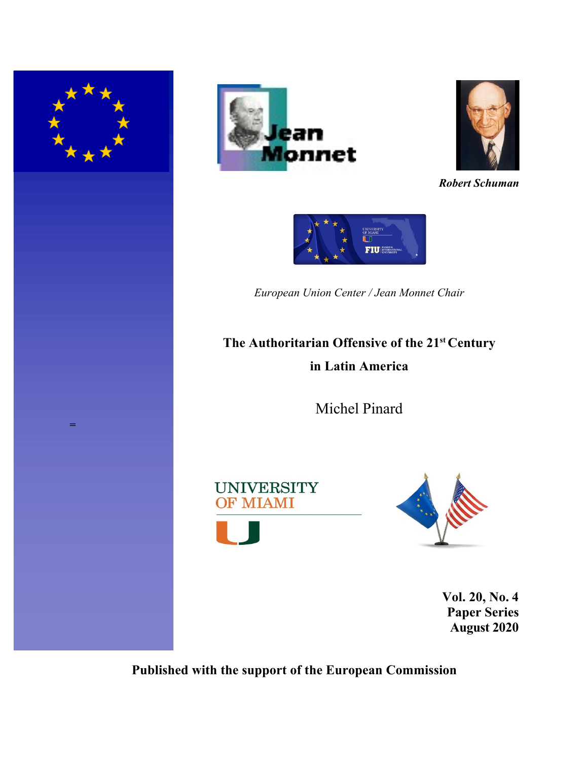*Robert Schuman*

*European Union Center / Jean Monnet Chair*

# The Authoritarian Offensive of the 21st Century in Latin America

Michel Pinard

**Vol. 20, No. 4**
**Paper Series**
**August 2020**

**Published with the support of the European Commission**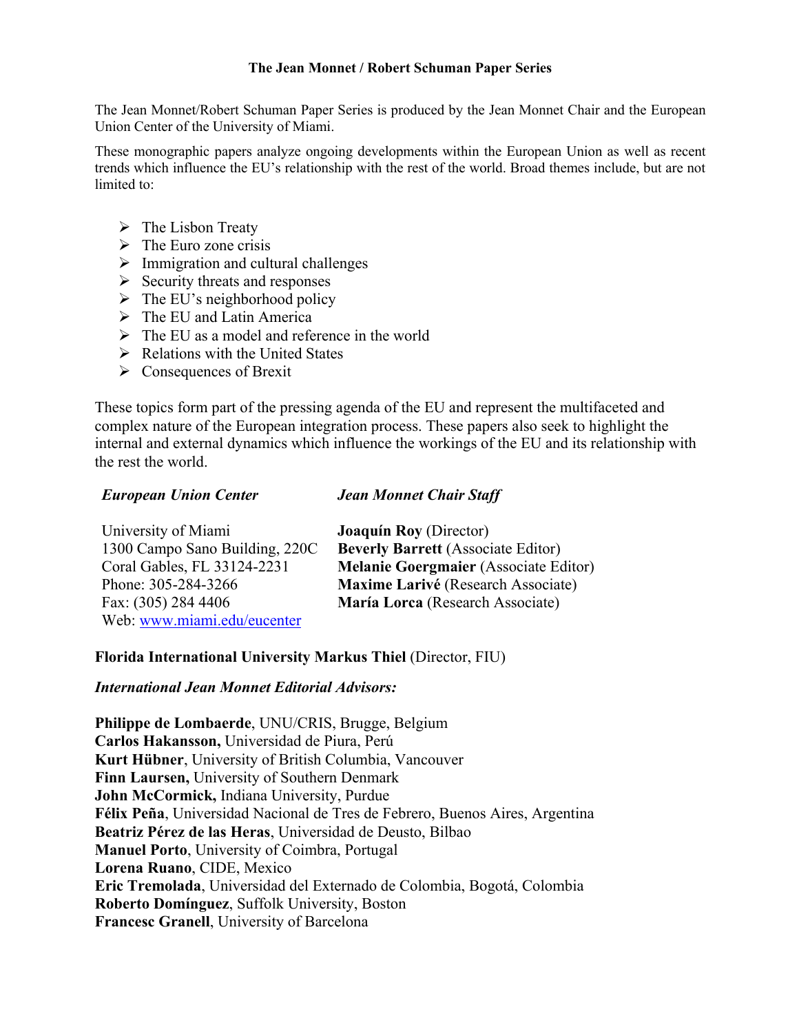# The Jean Monnet / Robert Schuman Paper Series

The Jean Monnet/Robert Schuman Paper Series is produced by the Jean Monnet Chair and the European Union Center of the University of Miami.

These monographic papers analyze ongoing developments within the European Union as well as recent trends which influence the EU's relationship with the rest of the world. Broad themes include, but are not limited to:

- The Lisbon Treaty
- The Euro zone crisis
- Immigration and cultural challenges
- Security threats and responses
- The EU's neighborhood policy
- The EU and Latin America
- The EU as a model and reference in the world
- Relations with the United States
- Consequences of Brexit

These topics form part of the pressing agenda of the EU and represent the multifaceted and complex nature of the European integration process. These papers also seek to highlight the internal and external dynamics which influence the workings of the EU and its relationship with the rest the world.

***European Union Center***

University of Miami
1300 Campo Sano Building, 220C
Coral Gables, FL 33124-2231
Phone: 305-284-3266
Fax: (305) 284 4406
Web: www.miami.edu/eucenter

***Jean Monnet Chair Staff***

**Joaquín Roy** (Director)
**Beverly Barrett** (Associate Editor)
**Melanie Goergmaier** (Associate Editor)
**Maxime Larivé** (Research Associate)
**María Lorca** (Research Associate)

**Florida International University Markus Thiel** (Director, FIU)

***International Jean Monnet Editorial Advisors:***

**Philippe de Lombaerde**, UNU/CRIS, Brugge, Belgium
**Carlos Hakansson,** Universidad de Piura, Perú
**Kurt Hübner**, University of British Columbia, Vancouver
**Finn Laursen,** University of Southern Denmark
**John McCormick,** Indiana University, Purdue
**Félix Peña**, Universidad Nacional de Tres de Febrero, Buenos Aires, Argentina
**Beatriz Pérez de las Heras**, Universidad de Deusto, Bilbao
**Manuel Porto**, University of Coimbra, Portugal
**Lorena Ruano**, CIDE, Mexico
**Eric Tremolada**, Universidad del Externado de Colombia, Bogotá, Colombia
**Roberto Domínguez**, Suffolk University, Boston
**Francesc Granell**, University of Barcelona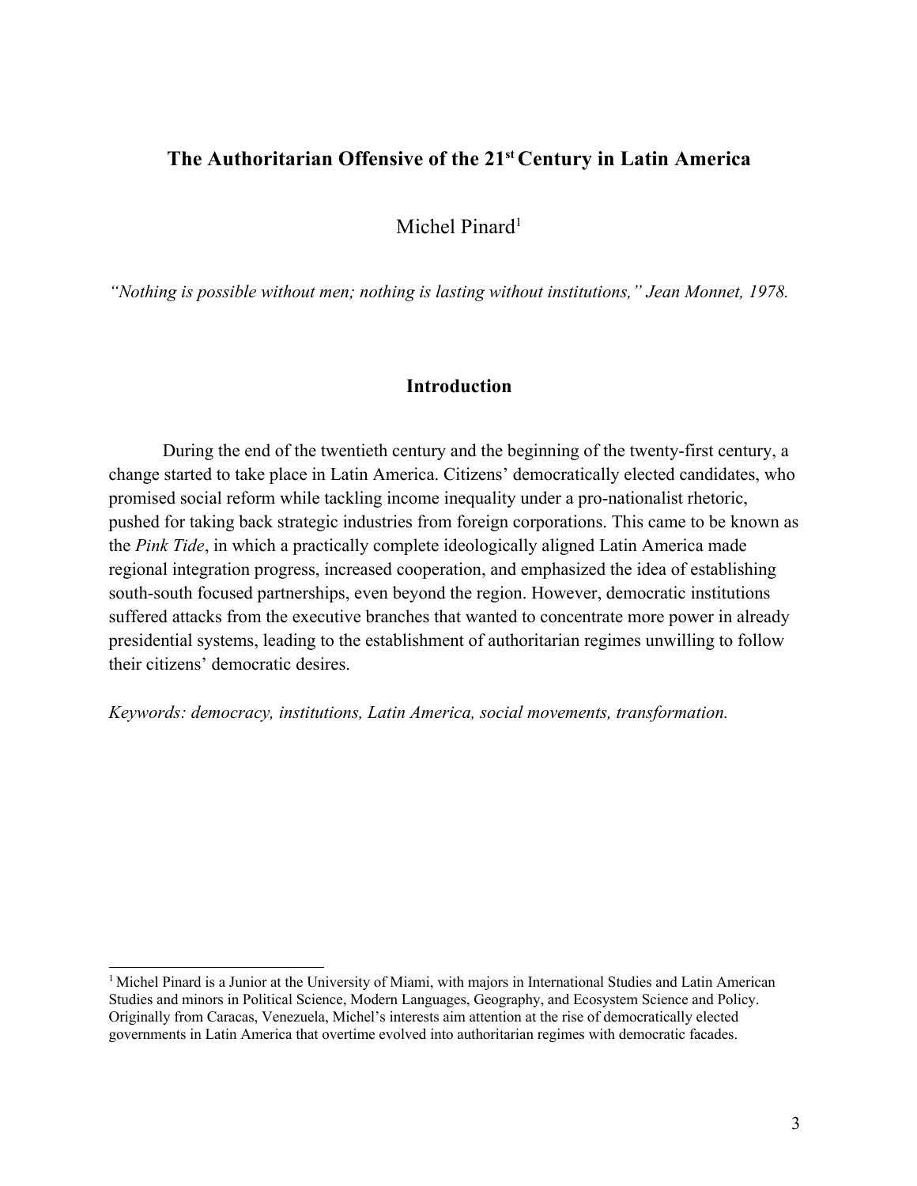# The Authoritarian Offensive of the 21st Century in Latin America

Michel Pinard[1]

*"Nothing is possible without men; nothing is lasting without institutions," Jean Monnet, 1978.*

## Introduction

During the end of the twentieth century and the beginning of the twenty-first century, a change started to take place in Latin America. Citizens' democratically elected candidates, who promised social reform while tackling income inequality under a pro-nationalist rhetoric, pushed for taking back strategic industries from foreign corporations. This came to be known as the *Pink Tide*, in which a practically complete ideologically aligned Latin America made regional integration progress, increased cooperation, and emphasized the idea of establishing south-south focused partnerships, even beyond the region. However, democratic institutions suffered attacks from the executive branches that wanted to concentrate more power in already presidential systems, leading to the establishment of authoritarian regimes unwilling to follow their citizens' democratic desires.

*Keywords: democracy, institutions, Latin America, social movements, transformation.*

[1] Michel Pinard is a Junior at the University of Miami, with majors in International Studies and Latin American Studies and minors in Political Science, Modern Languages, Geography, and Ecosystem Science and Policy. Originally from Caracas, Venezuela, Michel's interests aim attention at the rise of democratically elected governments in Latin America that overtime evolved into authoritarian regimes with democratic facades.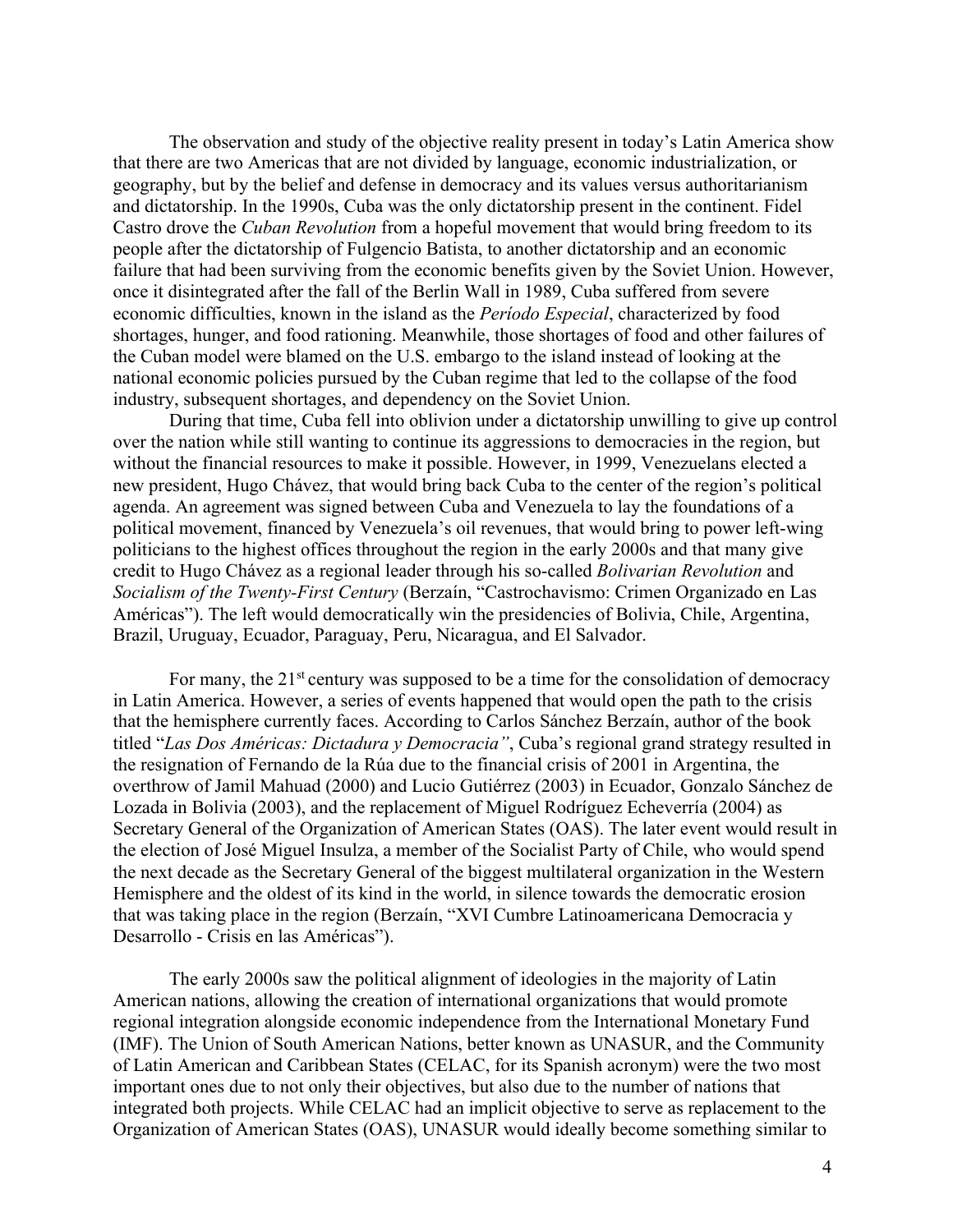The observation and study of the objective reality present in today's Latin America show that there are two Americas that are not divided by language, economic industrialization, or geography, but by the belief and defense in democracy and its values versus authoritarianism and dictatorship. In the 1990s, Cuba was the only dictatorship present in the continent. Fidel Castro drove the *Cuban Revolution* from a hopeful movement that would bring freedom to its people after the dictatorship of Fulgencio Batista, to another dictatorship and an economic failure that had been surviving from the economic benefits given by the Soviet Union. However, once it disintegrated after the fall of the Berlin Wall in 1989, Cuba suffered from severe economic difficulties, known in the island as the *Período Especial*, characterized by food shortages, hunger, and food rationing. Meanwhile, those shortages of food and other failures of the Cuban model were blamed on the U.S. embargo to the island instead of looking at the national economic policies pursued by the Cuban regime that led to the collapse of the food industry, subsequent shortages, and dependency on the Soviet Union.

During that time, Cuba fell into oblivion under a dictatorship unwilling to give up control over the nation while still wanting to continue its aggressions to democracies in the region, but without the financial resources to make it possible. However, in 1999, Venezuelans elected a new president, Hugo Chávez, that would bring back Cuba to the center of the region's political agenda. An agreement was signed between Cuba and Venezuela to lay the foundations of a political movement, financed by Venezuela's oil revenues, that would bring to power left-wing politicians to the highest offices throughout the region in the early 2000s and that many give credit to Hugo Chávez as a regional leader through his so-called *Bolivarian Revolution* and *Socialism of the Twenty-First Century* (Berzaín, "Castrochavismo: Crimen Organizado en Las Américas"). The left would democratically win the presidencies of Bolivia, Chile, Argentina, Brazil, Uruguay, Ecuador, Paraguay, Peru, Nicaragua, and El Salvador.

For many, the 21st century was supposed to be a time for the consolidation of democracy in Latin America. However, a series of events happened that would open the path to the crisis that the hemisphere currently faces. According to Carlos Sánchez Berzaín, author of the book titled "*Las Dos Américas: Dictadura y Democracia"*, Cuba's regional grand strategy resulted in the resignation of Fernando de la Rúa due to the financial crisis of 2001 in Argentina, the overthrow of Jamil Mahuad (2000) and Lucio Gutiérrez (2003) in Ecuador, Gonzalo Sánchez de Lozada in Bolivia (2003), and the replacement of Miguel Rodríguez Echeverría (2004) as Secretary General of the Organization of American States (OAS). The later event would result in the election of José Miguel Insulza, a member of the Socialist Party of Chile, who would spend the next decade as the Secretary General of the biggest multilateral organization in the Western Hemisphere and the oldest of its kind in the world, in silence towards the democratic erosion that was taking place in the region (Berzaín, "XVI Cumbre Latinoamericana Democracia y Desarrollo - Crisis en las Américas").

The early 2000s saw the political alignment of ideologies in the majority of Latin American nations, allowing the creation of international organizations that would promote regional integration alongside economic independence from the International Monetary Fund (IMF). The Union of South American Nations, better known as UNASUR, and the Community of Latin American and Caribbean States (CELAC, for its Spanish acronym) were the two most important ones due to not only their objectives, but also due to the number of nations that integrated both projects. While CELAC had an implicit objective to serve as replacement to the Organization of American States (OAS), UNASUR would ideally become something similar to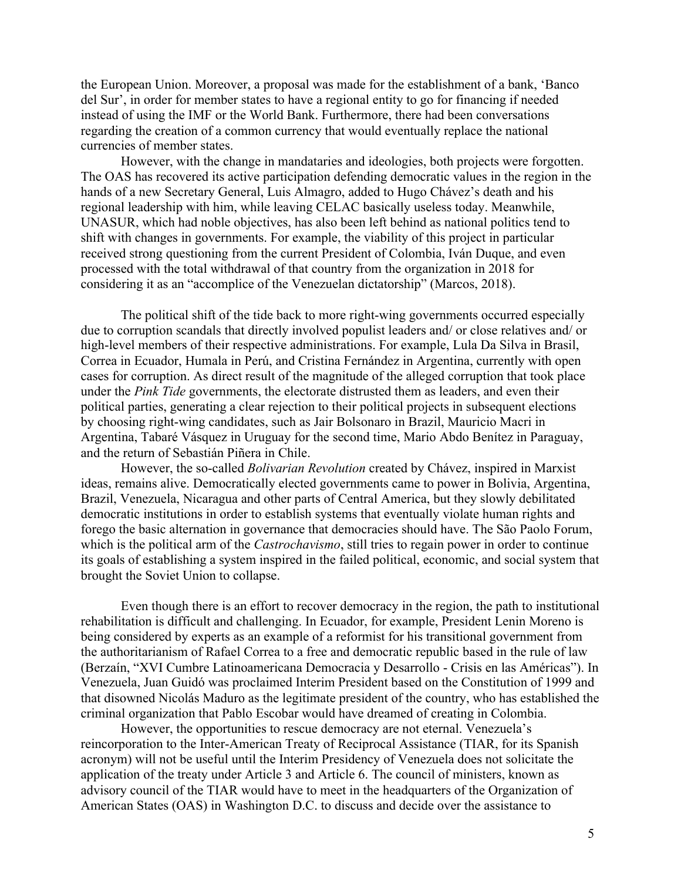the European Union. Moreover, a proposal was made for the establishment of a bank, 'Banco del Sur', in order for member states to have a regional entity to go for financing if needed instead of using the IMF or the World Bank. Furthermore, there had been conversations regarding the creation of a common currency that would eventually replace the national currencies of member states.

However, with the change in mandataries and ideologies, both projects were forgotten. The OAS has recovered its active participation defending democratic values in the region in the hands of a new Secretary General, Luis Almagro, added to Hugo Chávez's death and his regional leadership with him, while leaving CELAC basically useless today. Meanwhile, UNASUR, which had noble objectives, has also been left behind as national politics tend to shift with changes in governments. For example, the viability of this project in particular received strong questioning from the current President of Colombia, Iván Duque, and even processed with the total withdrawal of that country from the organization in 2018 for considering it as an "accomplice of the Venezuelan dictatorship" (Marcos, 2018).

The political shift of the tide back to more right-wing governments occurred especially due to corruption scandals that directly involved populist leaders and/ or close relatives and/ or high-level members of their respective administrations. For example, Lula Da Silva in Brasil, Correa in Ecuador, Humala in Perú, and Cristina Fernández in Argentina, currently with open cases for corruption. As direct result of the magnitude of the alleged corruption that took place under the *Pink Tide* governments, the electorate distrusted them as leaders, and even their political parties, generating a clear rejection to their political projects in subsequent elections by choosing right-wing candidates, such as Jair Bolsonaro in Brazil, Mauricio Macri in Argentina, Tabaré Vásquez in Uruguay for the second time, Mario Abdo Benítez in Paraguay, and the return of Sebastián Piñera in Chile.

However, the so-called *Bolivarian Revolution* created by Chávez, inspired in Marxist ideas, remains alive. Democratically elected governments came to power in Bolivia, Argentina, Brazil, Venezuela, Nicaragua and other parts of Central America, but they slowly debilitated democratic institutions in order to establish systems that eventually violate human rights and forego the basic alternation in governance that democracies should have. The São Paolo Forum, which is the political arm of the *Castrochavismo*, still tries to regain power in order to continue its goals of establishing a system inspired in the failed political, economic, and social system that brought the Soviet Union to collapse.

Even though there is an effort to recover democracy in the region, the path to institutional rehabilitation is difficult and challenging. In Ecuador, for example, President Lenin Moreno is being considered by experts as an example of a reformist for his transitional government from the authoritarianism of Rafael Correa to a free and democratic republic based in the rule of law (Berzaín, "XVI Cumbre Latinoamericana Democracia y Desarrollo - Crisis en las Américas"). In Venezuela, Juan Guidó was proclaimed Interim President based on the Constitution of 1999 and that disowned Nicolás Maduro as the legitimate president of the country, who has established the criminal organization that Pablo Escobar would have dreamed of creating in Colombia.

However, the opportunities to rescue democracy are not eternal. Venezuela's reincorporation to the Inter-American Treaty of Reciprocal Assistance (TIAR, for its Spanish acronym) will not be useful until the Interim Presidency of Venezuela does not solicitate the application of the treaty under Article 3 and Article 6. The council of ministers, known as advisory council of the TIAR would have to meet in the headquarters of the Organization of American States (OAS) in Washington D.C. to discuss and decide over the assistance to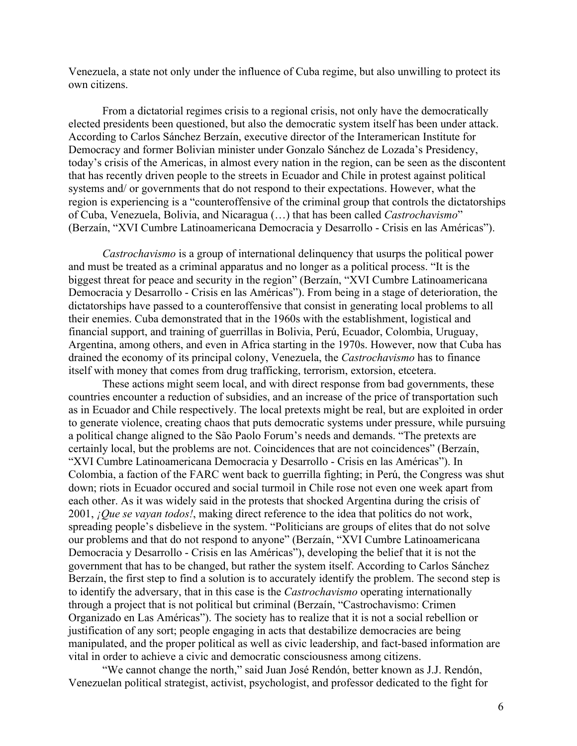Venezuela, a state not only under the influence of Cuba regime, but also unwilling to protect its own citizens.

From a dictatorial regimes crisis to a regional crisis, not only have the democratically elected presidents been questioned, but also the democratic system itself has been under attack. According to Carlos Sánchez Berzaín, executive director of the Interamerican Institute for Democracy and former Bolivian minister under Gonzalo Sánchez de Lozada's Presidency, today's crisis of the Americas, in almost every nation in the region, can be seen as the discontent that has recently driven people to the streets in Ecuador and Chile in protest against political systems and/ or governments that do not respond to their expectations. However, what the region is experiencing is a "counteroffensive of the criminal group that controls the dictatorships of Cuba, Venezuela, Bolivia, and Nicaragua (…) that has been called *Castrochavismo*" (Berzaín, "XVI Cumbre Latinoamericana Democracia y Desarrollo - Crisis en las Américas").

*Castrochavismo* is a group of international delinquency that usurps the political power and must be treated as a criminal apparatus and no longer as a political process. "It is the biggest threat for peace and security in the region" (Berzaín, "XVI Cumbre Latinoamericana Democracia y Desarrollo - Crisis en las Américas"). From being in a stage of deterioration, the dictatorships have passed to a counteroffensive that consist in generating local problems to all their enemies. Cuba demonstrated that in the 1960s with the establishment, logistical and financial support, and training of guerrillas in Bolivia, Perú, Ecuador, Colombia, Uruguay, Argentina, among others, and even in Africa starting in the 1970s. However, now that Cuba has drained the economy of its principal colony, Venezuela, the *Castrochavismo* has to finance itself with money that comes from drug trafficking, terrorism, extorsion, etcetera.

These actions might seem local, and with direct response from bad governments, these countries encounter a reduction of subsidies, and an increase of the price of transportation such as in Ecuador and Chile respectively. The local pretexts might be real, but are exploited in order to generate violence, creating chaos that puts democratic systems under pressure, while pursuing a political change aligned to the São Paolo Forum's needs and demands. "The pretexts are certainly local, but the problems are not. Coincidences that are not coincidences" (Berzaín, "XVI Cumbre Latinoamericana Democracia y Desarrollo - Crisis en las Américas"). In Colombia, a faction of the FARC went back to guerrilla fighting; in Perú, the Congress was shut down; riots in Ecuador occured and social turmoil in Chile rose not even one week apart from each other. As it was widely said in the protests that shocked Argentina during the crisis of 2001, *¡Que se vayan todos!*, making direct reference to the idea that politics do not work, spreading people's disbelieve in the system. "Politicians are groups of elites that do not solve our problems and that do not respond to anyone" (Berzaín, "XVI Cumbre Latinoamericana Democracia y Desarrollo - Crisis en las Américas"), developing the belief that it is not the government that has to be changed, but rather the system itself. According to Carlos Sánchez Berzaín, the first step to find a solution is to accurately identify the problem. The second step is to identify the adversary, that in this case is the *Castrochavismo* operating internationally through a project that is not political but criminal (Berzaín, "Castrochavismo: Crimen Organizado en Las Américas"). The society has to realize that it is not a social rebellion or justification of any sort; people engaging in acts that destabilize democracies are being manipulated, and the proper political as well as civic leadership, and fact-based information are vital in order to achieve a civic and democratic consciousness among citizens.

"We cannot change the north," said Juan José Rendón, better known as J.J. Rendón, Venezuelan political strategist, activist, psychologist, and professor dedicated to the fight for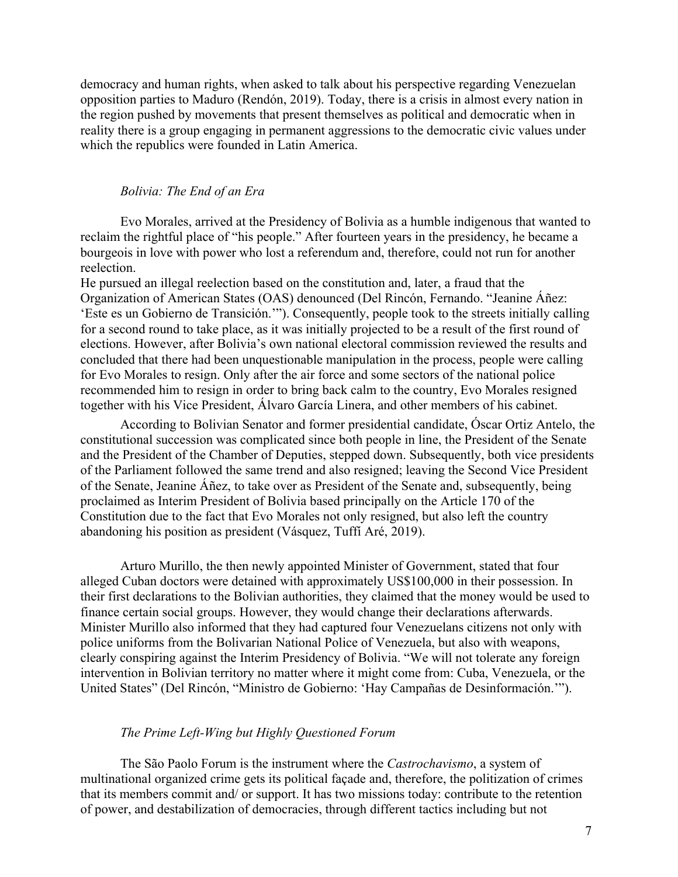democracy and human rights, when asked to talk about his perspective regarding Venezuelan opposition parties to Maduro (Rendón, 2019). Today, there is a crisis in almost every nation in the region pushed by movements that present themselves as political and democratic when in reality there is a group engaging in permanent aggressions to the democratic civic values under which the republics were founded in Latin America.

### *Bolivia: The End of an Era*

Evo Morales, arrived at the Presidency of Bolivia as a humble indigenous that wanted to reclaim the rightful place of "his people." After fourteen years in the presidency, he became a bourgeois in love with power who lost a referendum and, therefore, could not run for another reelection.

He pursued an illegal reelection based on the constitution and, later, a fraud that the Organization of American States (OAS) denounced (Del Rincón, Fernando. "Jeanine Áñez: 'Este es un Gobierno de Transición.'"). Consequently, people took to the streets initially calling for a second round to take place, as it was initially projected to be a result of the first round of elections. However, after Bolivia's own national electoral commission reviewed the results and concluded that there had been unquestionable manipulation in the process, people were calling for Evo Morales to resign. Only after the air force and some sectors of the national police recommended him to resign in order to bring back calm to the country, Evo Morales resigned together with his Vice President, Álvaro García Linera, and other members of his cabinet.

According to Bolivian Senator and former presidential candidate, Óscar Ortiz Antelo, the constitutional succession was complicated since both people in line, the President of the Senate and the President of the Chamber of Deputies, stepped down. Subsequently, both vice presidents of the Parliament followed the same trend and also resigned; leaving the Second Vice President of the Senate, Jeanine Áñez, to take over as President of the Senate and, subsequently, being proclaimed as Interim President of Bolivia based principally on the Article 170 of the Constitution due to the fact that Evo Morales not only resigned, but also left the country abandoning his position as president (Vásquez, Tuffí Aré, 2019).

Arturo Murillo, the then newly appointed Minister of Government, stated that four alleged Cuban doctors were detained with approximately US$100,000 in their possession. In their first declarations to the Bolivian authorities, they claimed that the money would be used to finance certain social groups. However, they would change their declarations afterwards. Minister Murillo also informed that they had captured four Venezuelans citizens not only with police uniforms from the Bolivarian National Police of Venezuela, but also with weapons, clearly conspiring against the Interim Presidency of Bolivia. "We will not tolerate any foreign intervention in Bolivian territory no matter where it might come from: Cuba, Venezuela, or the United States" (Del Rincón, "Ministro de Gobierno: 'Hay Campañas de Desinformación.'").

### *The Prime Left-Wing but Highly Questioned Forum*

The São Paolo Forum is the instrument where the *Castrochavismo*, a system of multinational organized crime gets its political façade and, therefore, the politization of crimes that its members commit and/ or support. It has two missions today: contribute to the retention of power, and destabilization of democracies, through different tactics including but not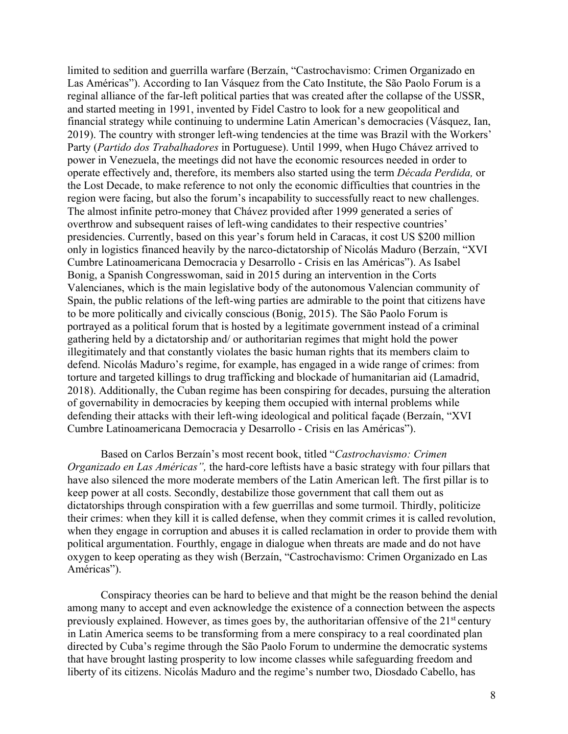limited to sedition and guerrilla warfare (Berzaín, "Castrochavismo: Crimen Organizado en Las Américas"). According to Ian Vásquez from the Cato Institute, the São Paolo Forum is a reginal alliance of the far-left political parties that was created after the collapse of the USSR, and started meeting in 1991, invented by Fidel Castro to look for a new geopolitical and financial strategy while continuing to undermine Latin American's democracies (Vásquez, Ian, 2019). The country with stronger left-wing tendencies at the time was Brazil with the Workers' Party (*Partido dos Trabalhadores* in Portuguese). Until 1999, when Hugo Chávez arrived to power in Venezuela, the meetings did not have the economic resources needed in order to operate effectively and, therefore, its members also started using the term *Década Perdida,* or the Lost Decade, to make reference to not only the economic difficulties that countries in the region were facing, but also the forum's incapability to successfully react to new challenges. The almost infinite petro-money that Chávez provided after 1999 generated a series of overthrow and subsequent raises of left-wing candidates to their respective countries' presidencies. Currently, based on this year's forum held in Caracas, it cost US \$200 million only in logistics financed heavily by the narco-dictatorship of Nicolás Maduro (Berzaín, "XVI Cumbre Latinoamericana Democracia y Desarrollo - Crisis en las Américas"). As Isabel Bonig, a Spanish Congresswoman, said in 2015 during an intervention in the Corts Valencianes, which is the main legislative body of the autonomous Valencian community of Spain, the public relations of the left-wing parties are admirable to the point that citizens have to be more politically and civically conscious (Bonig, 2015). The São Paolo Forum is portrayed as a political forum that is hosted by a legitimate government instead of a criminal gathering held by a dictatorship and/ or authoritarian regimes that might hold the power illegitimately and that constantly violates the basic human rights that its members claim to defend. Nicolás Maduro's regime, for example, has engaged in a wide range of crimes: from torture and targeted killings to drug trafficking and blockade of humanitarian aid (Lamadrid, 2018). Additionally, the Cuban regime has been conspiring for decades, pursuing the alteration of governability in democracies by keeping them occupied with internal problems while defending their attacks with their left-wing ideological and political façade (Berzaín, "XVI Cumbre Latinoamericana Democracia y Desarrollo - Crisis en las Américas").

Based on Carlos Berzaín's most recent book, titled "*Castrochavismo: Crimen Organizado en Las Américas",* the hard-core leftists have a basic strategy with four pillars that have also silenced the more moderate members of the Latin American left. The first pillar is to keep power at all costs. Secondly, destabilize those government that call them out as dictatorships through conspiration with a few guerrillas and some turmoil. Thirdly, politicize their crimes: when they kill it is called defense, when they commit crimes it is called revolution, when they engage in corruption and abuses it is called reclamation in order to provide them with political argumentation. Fourthly, engage in dialogue when threats are made and do not have oxygen to keep operating as they wish (Berzaín, "Castrochavismo: Crimen Organizado en Las Américas").

Conspiracy theories can be hard to believe and that might be the reason behind the denial among many to accept and even acknowledge the existence of a connection between the aspects previously explained. However, as times goes by, the authoritarian offensive of the 21st century in Latin America seems to be transforming from a mere conspiracy to a real coordinated plan directed by Cuba's regime through the São Paolo Forum to undermine the democratic systems that have brought lasting prosperity to low income classes while safeguarding freedom and liberty of its citizens. Nicolás Maduro and the regime's number two, Diosdado Cabello, has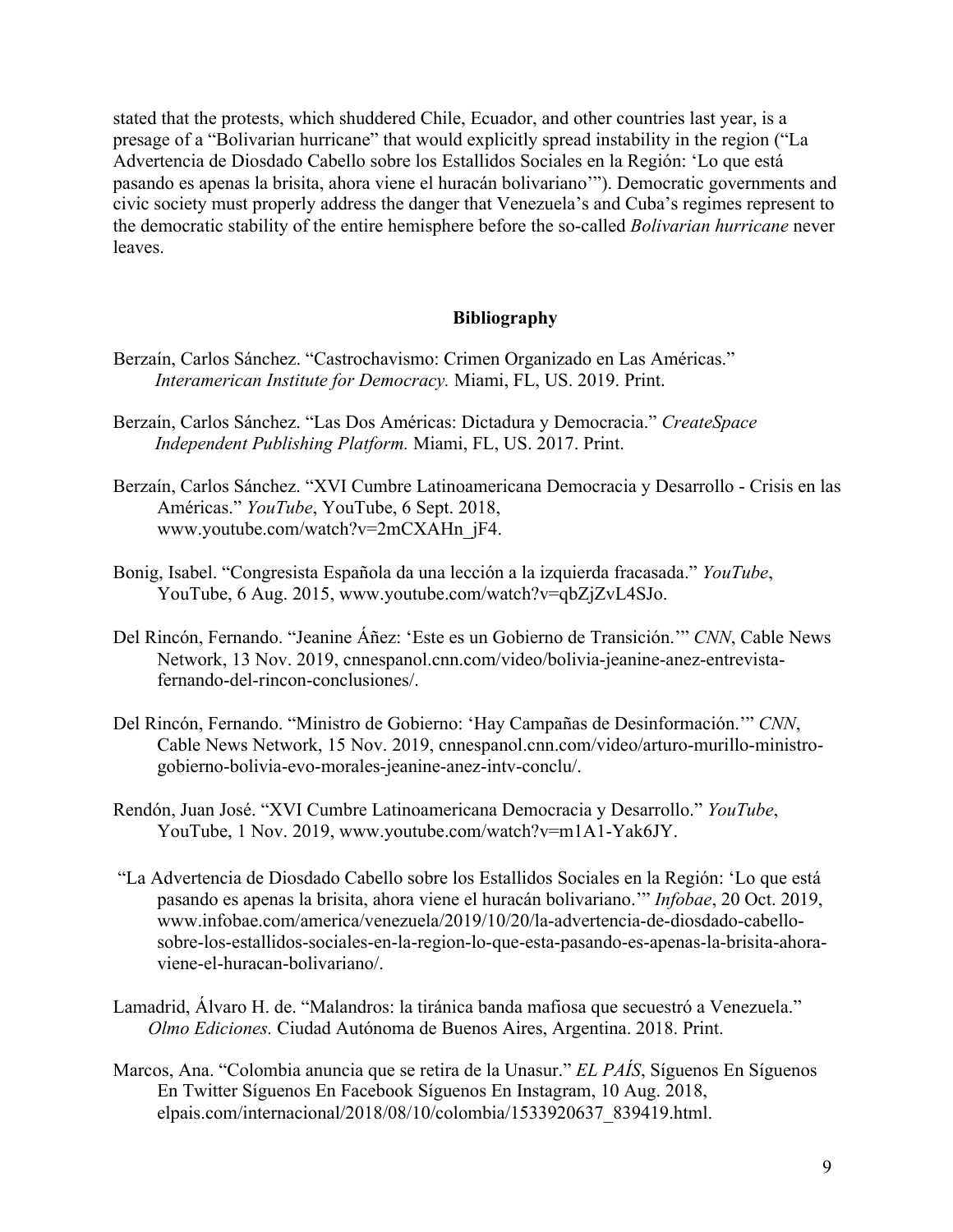stated that the protests, which shuddered Chile, Ecuador, and other countries last year, is a presage of a "Bolivarian hurricane" that would explicitly spread instability in the region ("La Advertencia de Diosdado Cabello sobre los Estallidos Sociales en la Región: 'Lo que está pasando es apenas la brisita, ahora viene el huracán bolivariano'"). Democratic governments and civic society must properly address the danger that Venezuela's and Cuba's regimes represent to the democratic stability of the entire hemisphere before the so-called *Bolivarian hurricane* never leaves.

## Bibliography

Berzaín, Carlos Sánchez. "Castrochavismo: Crimen Organizado en Las Américas." *Interamerican Institute for Democracy.* Miami, FL, US. 2019. Print.

Berzaín, Carlos Sánchez. "Las Dos Américas: Dictadura y Democracia." *CreateSpace Independent Publishing Platform.* Miami, FL, US. 2017. Print.

Berzaín, Carlos Sánchez. "XVI Cumbre Latinoamericana Democracia y Desarrollo - Crisis en las Américas." *YouTube*, YouTube, 6 Sept. 2018, www.youtube.com/watch?v=2mCXAHn_jF4.

Bonig, Isabel. "Congresista Española da una lección a la izquierda fracasada." *YouTube*, YouTube, 6 Aug. 2015, www.youtube.com/watch?v=qbZjZvL4SJo.

Del Rincón, Fernando. "Jeanine Áñez: 'Este es un Gobierno de Transición.'" *CNN*, Cable News Network, 13 Nov. 2019, cnnespanol.cnn.com/video/bolivia-jeanine-anez-entrevista-fernando-del-rincon-conclusiones/.

Del Rincón, Fernando. "Ministro de Gobierno: 'Hay Campañas de Desinformación.'" *CNN*, Cable News Network, 15 Nov. 2019, cnnespanol.cnn.com/video/arturo-murillo-ministro-gobierno-bolivia-evo-morales-jeanine-anez-intv-conclu/.

Rendón, Juan José. "XVI Cumbre Latinoamericana Democracia y Desarrollo." *YouTube*, YouTube, 1 Nov. 2019, www.youtube.com/watch?v=m1A1-Yak6JY.

"La Advertencia de Diosdado Cabello sobre los Estallidos Sociales en la Región: 'Lo que está pasando es apenas la brisita, ahora viene el huracán bolivariano.'" *Infobae*, 20 Oct. 2019, www.infobae.com/america/venezuela/2019/10/20/la-advertencia-de-diosdado-cabello-sobre-los-estallidos-sociales-en-la-region-lo-que-esta-pasando-es-apenas-la-brisita-ahora-viene-el-huracan-bolivariano/.

Lamadrid, Álvaro H. de. "Malandros: la tiránica banda mafiosa que secuestró a Venezuela." *Olmo Ediciones.* Ciudad Autónoma de Buenos Aires, Argentina. 2018. Print.

Marcos, Ana. "Colombia anuncia que se retira de la Unasur." *EL PAÍS*, Síguenos En Síguenos En Twitter Síguenos En Facebook Síguenos En Instagram, 10 Aug. 2018, elpais.com/internacional/2018/08/10/colombia/1533920637_839419.html.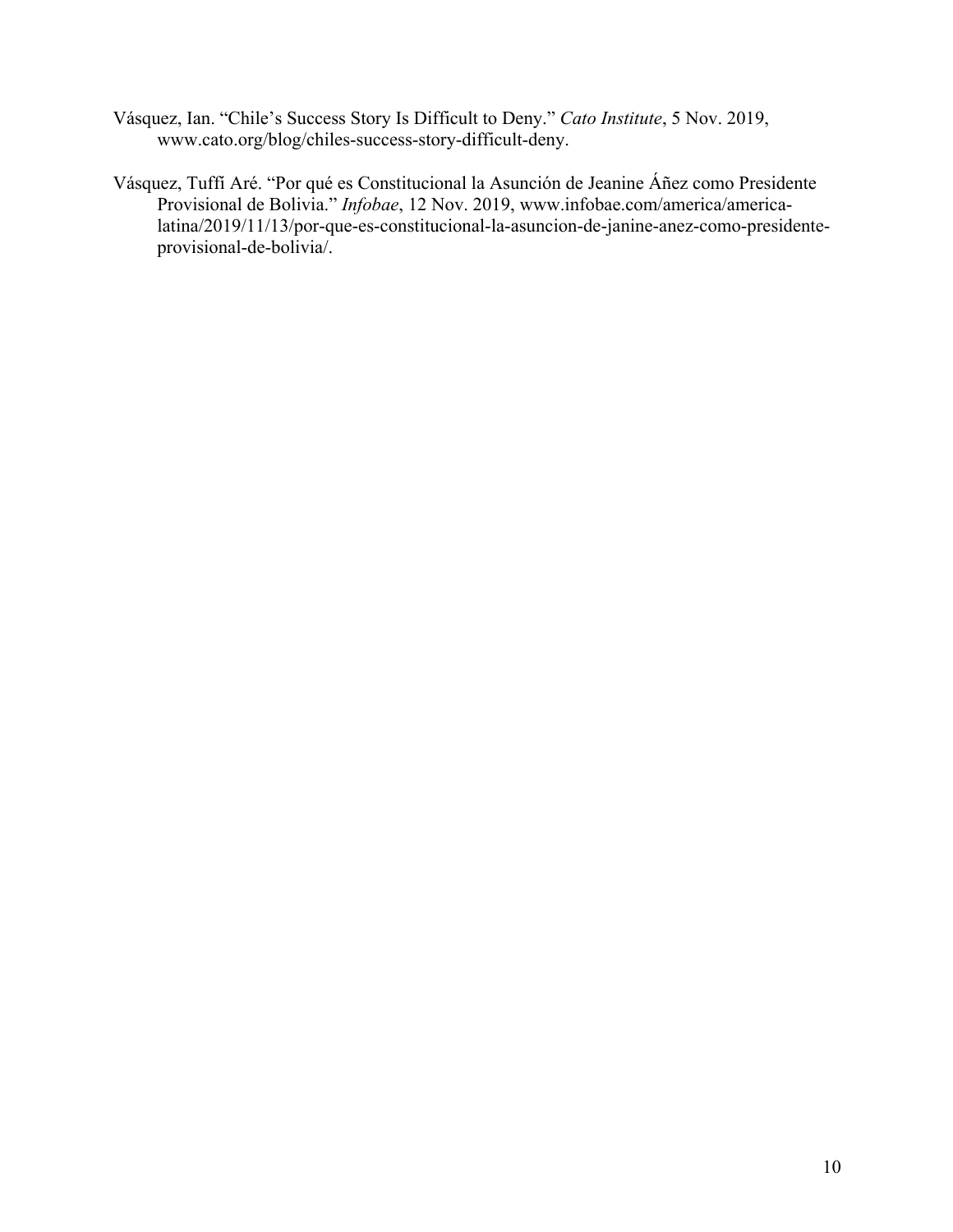Vásquez, Ian. "Chile's Success Story Is Difficult to Deny." *Cato Institute*, 5 Nov. 2019, www.cato.org/blog/chiles-success-story-difficult-deny.

Vásquez, Tuffí Aré. "Por qué es Constitucional la Asunción de Jeanine Áñez como Presidente Provisional de Bolivia." *Infobae*, 12 Nov. 2019, www.infobae.com/america/america-latina/2019/11/13/por-que-es-constitucional-la-asuncion-de-janine-anez-como-presidente-provisional-de-bolivia/.